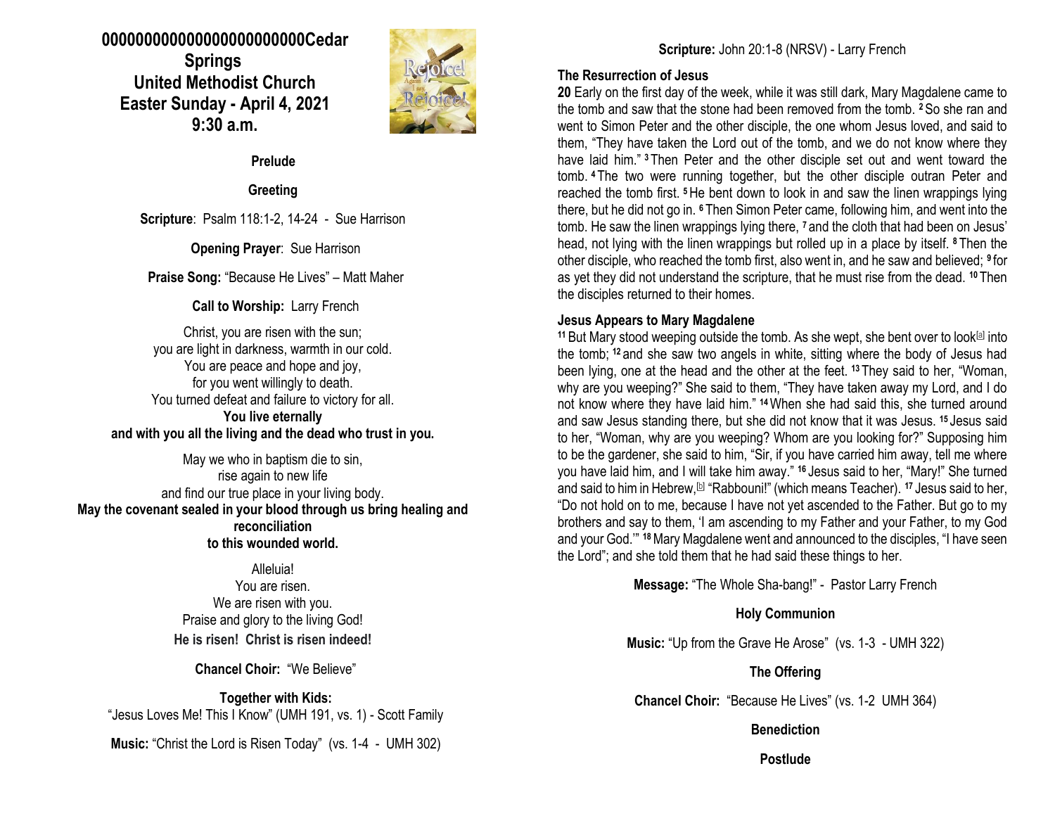# 000000000000000000000000Cedar Springs United Methodist Church Easter Sunday - April 4, 2021 9:30 a.m.

**Prelude**

**Greeting**

**Scripture**: Psalm 118:1-2, 14-24 - Sue Harrison

**Opening Prayer**: Sue Harrison

**Praise Song:** "Because He Lives" – Matt Maher

**Call to Worship:** Larry French

Christ, you are risen with the sun;
you are light in darkness, warmth in our cold.
You are peace and hope and joy,
for you went willingly to death.
You turned defeat and failure to victory for all.
**You live eternally**
**and with you all the living and the dead who trust in you.**

May we who in baptism die to sin,
rise again to new life
and find our true place in your living body.
**May the covenant sealed in your blood through us bring healing and reconciliation**
**to this wounded world.**

Alleluia!
You are risen.
We are risen with you.
Praise and glory to the living God!
**He is risen! Christ is risen indeed!**

**Chancel Choir:** "We Believe"

**Together with Kids:**
"Jesus Loves Me! This I Know" (UMH 191, vs. 1) - Scott Family

**Music:** "Christ the Lord is Risen Today" (vs. 1-4 - UMH 302)

**Scripture:** John 20:1-8 (NRSV) - Larry French

### The Resurrection of Jesus

**20** Early on the first day of the week, while it was still dark, Mary Magdalene came to the tomb and saw that the stone had been removed from the tomb. [2] So she ran and went to Simon Peter and the other disciple, the one whom Jesus loved, and said to them, "They have taken the Lord out of the tomb, and we do not know where they have laid him." [3] Then Peter and the other disciple set out and went toward the tomb. [4] The two were running together, but the other disciple outran Peter and reached the tomb first. [5] He bent down to look in and saw the linen wrappings lying there, but he did not go in. [6] Then Simon Peter came, following him, and went into the tomb. He saw the linen wrappings lying there, [7] and the cloth that had been on Jesus' head, not lying with the linen wrappings but rolled up in a place by itself. [8] Then the other disciple, who reached the tomb first, also went in, and he saw and believed; [9] for as yet they did not understand the scripture, that he must rise from the dead. [10] Then the disciples returned to their homes.

### Jesus Appears to Mary Magdalene

[11] But Mary stood weeping outside the tomb. As she wept, she bent over to look[a] into the tomb; [12] and she saw two angels in white, sitting where the body of Jesus had been lying, one at the head and the other at the feet. [13] They said to her, "Woman, why are you weeping?" She said to them, "They have taken away my Lord, and I do not know where they have laid him." [14] When she had said this, she turned around and saw Jesus standing there, but she did not know that it was Jesus. [15] Jesus said to her, "Woman, why are you weeping? Whom are you looking for?" Supposing him to be the gardener, she said to him, "Sir, if you have carried him away, tell me where you have laid him, and I will take him away." [16] Jesus said to her, "Mary!" She turned and said to him in Hebrew,[b] "Rabbouni!" (which means Teacher). [17] Jesus said to her, "Do not hold on to me, because I have not yet ascended to the Father. But go to my brothers and say to them, 'I am ascending to my Father and your Father, to my God and your God.'" [18] Mary Magdalene went and announced to the disciples, "I have seen the Lord"; and she told them that he had said these things to her.

**Message:** "The Whole Sha-bang!" - Pastor Larry French

**Holy Communion**

**Music:** "Up from the Grave He Arose" (vs. 1-3 - UMH 322)

**The Offering**

**Chancel Choir:** "Because He Lives" (vs. 1-2 UMH 364)

**Benediction**

**Postlude**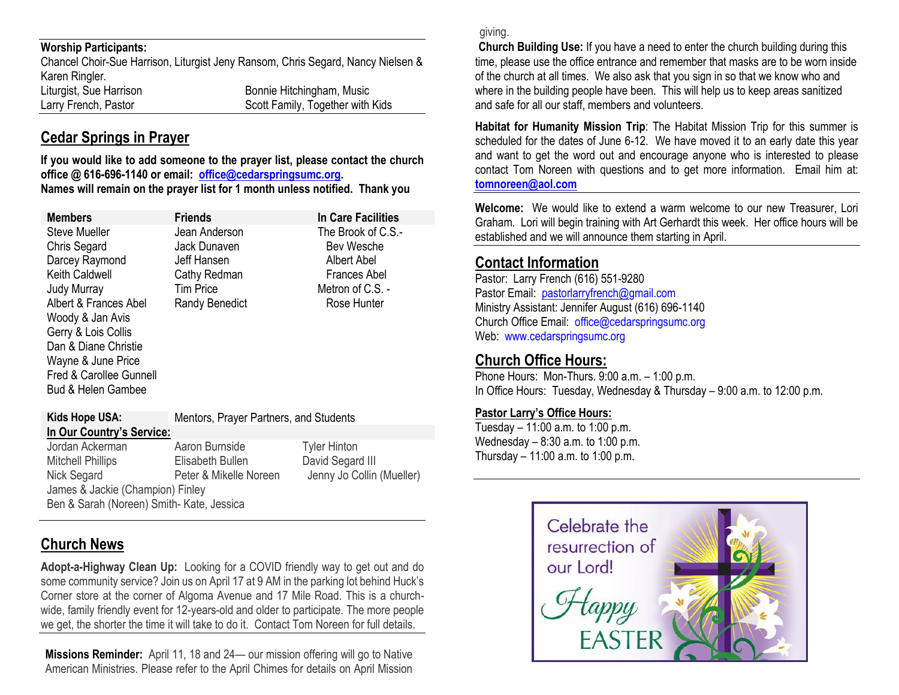**Worship Participants:**
Chancel Choir-Sue Harrison, Liturgist Jeny Ransom, Chris Segard, Nancy Nielsen & Karen Ringler.

| | |
|---|---|
| Liturgist, Sue Harrison | Bonnie Hitchingham, Music |
| Larry French, Pastor | Scott Family, Together with Kids |

## Cedar Springs in Prayer

**If you would like to add someone to the prayer list, please contact the church office @ 616-696-1140 or email: office@cedarspringsumc.org.**
**Names will remain on the prayer list for 1 month unless notified. Thank you**

| Members | Friends | In Care Facilities |
|---|---|---|
| Steve Mueller | Jean Anderson | The Brook of C.S.- |
| Chris Segard | Jack Dunaven | Bev Wesche |
| Darcey Raymond | Jeff Hansen | Albert Abel |
| Keith Caldwell | Cathy Redman | Frances Abel |
| Judy Murray | Tim Price | Metron of C.S. - |
| Albert & Frances Abel | Randy Benedict | Rose Hunter |
| Woody & Jan Avis | | |
| Gerry & Lois Collis | | |
| Dan & Diane Christie | | |
| Wayne & June Price | | |
| Fred & Carollee Gunnell | | |
| Bud & Helen Gambee | | |

**Kids Hope USA:** Mentors, Prayer Partners, and Students

**In Our Country's Service:**

| | | |
|---|---|---|
| Jordan Ackerman | Aaron Burnside | Tyler Hinton |
| Mitchell Phillips | Elisabeth Bullen | David Segard III |
| Nick Segard | Peter & Mikelle Noreen | Jenny Jo Collin (Mueller) |

James & Jackie (Champion) Finley
Ben & Sarah (Noreen) Smith- Kate, Jessica

## Church News

**Adopt-a-Highway Clean Up:** Looking for a COVID friendly way to get out and do some community service? Join us on April 17 at 9 AM in the parking lot behind Huck's Corner store at the corner of Algoma Avenue and 17 Mile Road. This is a church-wide, family friendly event for 12-years-old and older to participate. The more people we get, the shorter the time it will take to do it. Contact Tom Noreen for full details.

**Missions Reminder:** April 11, 18 and 24— our mission offering will go to Native American Ministries. Please refer to the April Chimes for details on April Mission giving.

**Church Building Use:** If you have a need to enter the church building during this time, please use the office entrance and remember that masks are to be worn inside of the church at all times. We also ask that you sign in so that we know who and where in the building people have been. This will help us to keep areas sanitized and safe for all our staff, members and volunteers.

**Habitat for Humanity Mission Trip**: The Habitat Mission Trip for this summer is scheduled for the dates of June 6-12. We have moved it to an early date this year and want to get the word out and encourage anyone who is interested to please contact Tom Noreen with questions and to get more information. Email him at: **tomnoreen@aol.com**

**Welcome:** We would like to extend a warm welcome to our new Treasurer, Lori Graham. Lori will begin training with Art Gerhardt this week. Her office hours will be established and we will announce them starting in April.

## Contact Information

Pastor: Larry French (616) 551-9280
Pastor Email: pastorlarryfrench@gmail.com
Ministry Assistant: Jennifer August (616) 696-1140
Church Office Email: office@cedarspringsumc.org
Web: www.cedarspringsumc.org

## Church Office Hours:

Phone Hours: Mon-Thurs. 9:00 a.m. – 1:00 p.m.
In Office Hours: Tuesday, Wednesday & Thursday – 9:00 a.m. to 12:00 p.m.

### Pastor Larry's Office Hours:

Tuesday – 11:00 a.m. to 1:00 p.m.
Wednesday – 8:30 a.m. to 1:00 p.m.
Thursday – 11:00 a.m. to 1:00 p.m.

Celebrate the resurrection of our Lord!
Happy
EASTER